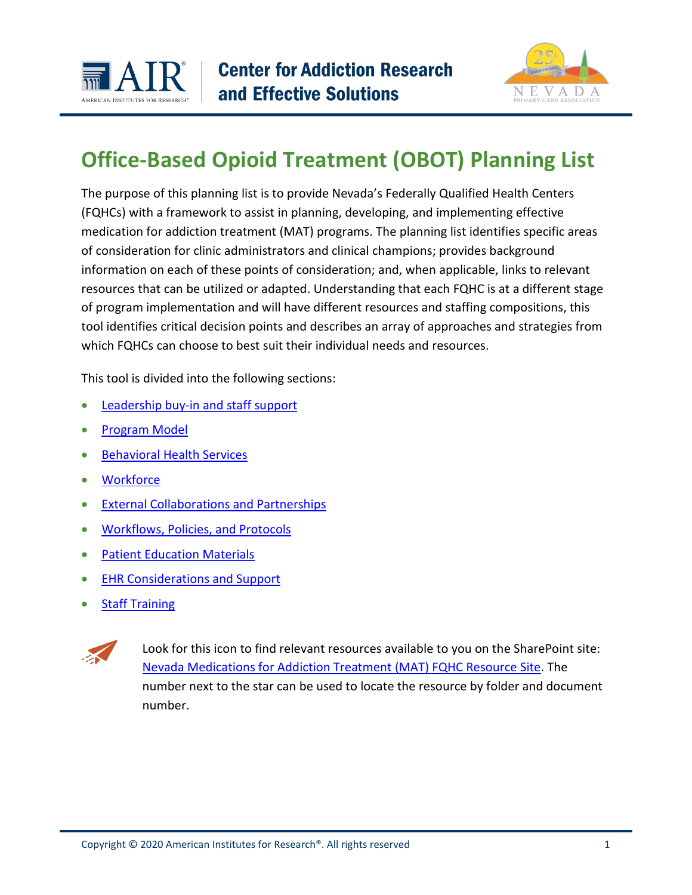Center for Addiction Research and Effective Solutions

# Office-Based Opioid Treatment (OBOT) Planning List

The purpose of this planning list is to provide Nevada's Federally Qualified Health Centers (FQHCs) with a framework to assist in planning, developing, and implementing effective medication for addiction treatment (MAT) programs. The planning list identifies specific areas of consideration for clinic administrators and clinical champions; provides background information on each of these points of consideration; and, when applicable, links to relevant resources that can be utilized or adapted. Understanding that each FQHC is at a different stage of program implementation and will have different resources and staffing compositions, this tool identifies critical decision points and describes an array of approaches and strategies from which FQHCs can choose to best suit their individual needs and resources.

This tool is divided into the following sections:

- Leadership buy-in and staff support
- Program Model
- Behavioral Health Services
- Workforce
- External Collaborations and Partnerships
- Workflows, Policies, and Protocols
- Patient Education Materials
- EHR Considerations and Support
- Staff Training

Look for this icon to find relevant resources available to you on the SharePoint site: Nevada Medications for Addiction Treatment (MAT) FQHC Resource Site. The number next to the star can be used to locate the resource by folder and document number.

Copyright © 2020 American Institutes for Research®. All rights reserved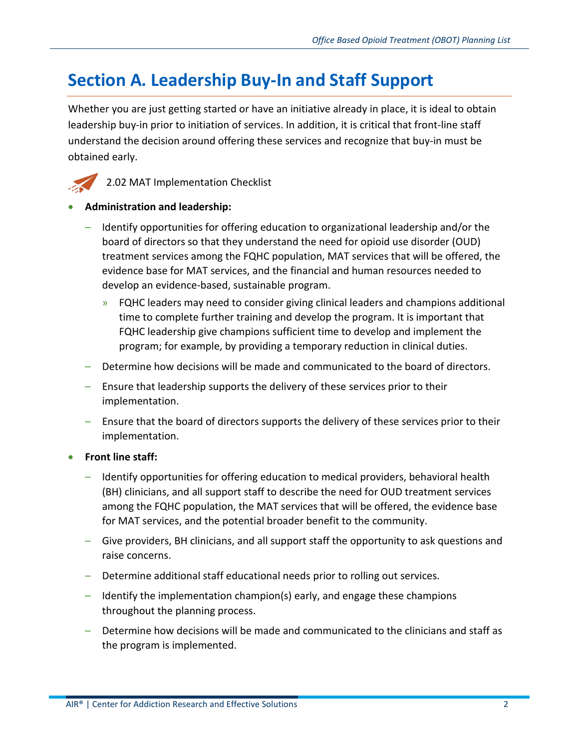# Section A. Leadership Buy-In and Staff Support

Whether you are just getting started or have an initiative already in place, it is ideal to obtain leadership buy-in prior to initiation of services. In addition, it is critical that front-line staff understand the decision around offering these services and recognize that buy-in must be obtained early.

2.02 MAT Implementation Checklist

- **Administration and leadership:**
  - Identify opportunities for offering education to organizational leadership and/or the board of directors so that they understand the need for opioid use disorder (OUD) treatment services among the FQHC population, MAT services that will be offered, the evidence base for MAT services, and the financial and human resources needed to develop an evidence-based, sustainable program.
    - FQHC leaders may need to consider giving clinical leaders and champions additional time to complete further training and develop the program. It is important that FQHC leadership give champions sufficient time to develop and implement the program; for example, by providing a temporary reduction in clinical duties.
  - Determine how decisions will be made and communicated to the board of directors.
  - Ensure that leadership supports the delivery of these services prior to their implementation.
  - Ensure that the board of directors supports the delivery of these services prior to their implementation.
- **Front line staff:**
  - Identify opportunities for offering education to medical providers, behavioral health (BH) clinicians, and all support staff to describe the need for OUD treatment services among the FQHC population, the MAT services that will be offered, the evidence base for MAT services, and the potential broader benefit to the community.
  - Give providers, BH clinicians, and all support staff the opportunity to ask questions and raise concerns.
  - Determine additional staff educational needs prior to rolling out services.
  - Identify the implementation champion(s) early, and engage these champions throughout the planning process.
  - Determine how decisions will be made and communicated to the clinicians and staff as the program is implemented.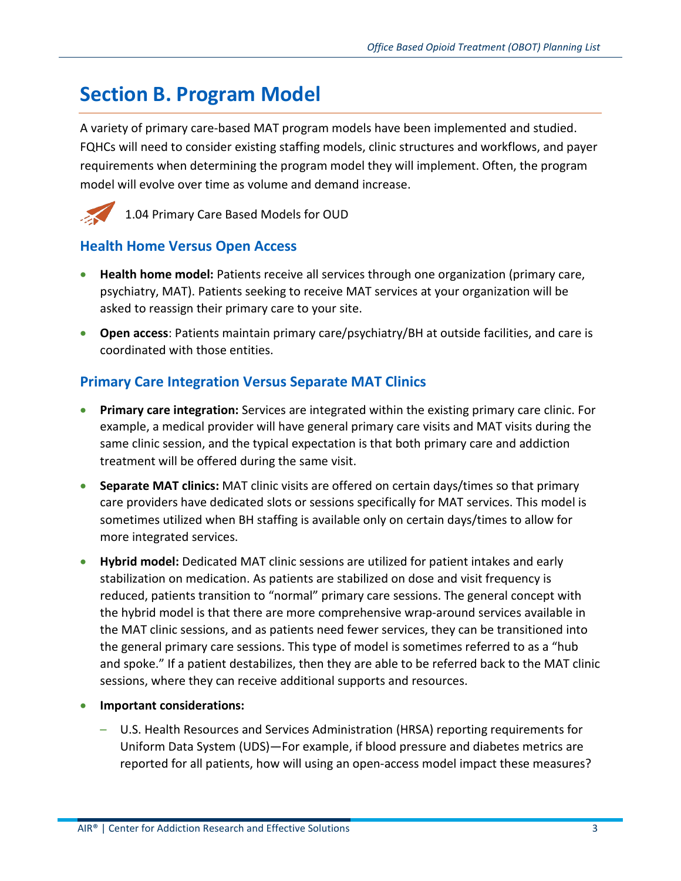# Section B. Program Model

A variety of primary care-based MAT program models have been implemented and studied. FQHCs will need to consider existing staffing models, clinic structures and workflows, and payer requirements when determining the program model they will implement. Often, the program model will evolve over time as volume and demand increase.

1.04 Primary Care Based Models for OUD

## Health Home Versus Open Access

- **Health home model:** Patients receive all services through one organization (primary care, psychiatry, MAT). Patients seeking to receive MAT services at your organization will be asked to reassign their primary care to your site.
- **Open access**: Patients maintain primary care/psychiatry/BH at outside facilities, and care is coordinated with those entities.

## Primary Care Integration Versus Separate MAT Clinics

- **Primary care integration:** Services are integrated within the existing primary care clinic. For example, a medical provider will have general primary care visits and MAT visits during the same clinic session, and the typical expectation is that both primary care and addiction treatment will be offered during the same visit.
- **Separate MAT clinics:** MAT clinic visits are offered on certain days/times so that primary care providers have dedicated slots or sessions specifically for MAT services. This model is sometimes utilized when BH staffing is available only on certain days/times to allow for more integrated services.
- **Hybrid model:** Dedicated MAT clinic sessions are utilized for patient intakes and early stabilization on medication. As patients are stabilized on dose and visit frequency is reduced, patients transition to "normal" primary care sessions. The general concept with the hybrid model is that there are more comprehensive wrap-around services available in the MAT clinic sessions, and as patients need fewer services, they can be transitioned into the general primary care sessions. This type of model is sometimes referred to as a "hub and spoke." If a patient destabilizes, then they are able to be referred back to the MAT clinic sessions, where they can receive additional supports and resources.
- **Important considerations:**
  - U.S. Health Resources and Services Administration (HRSA) reporting requirements for Uniform Data System (UDS)—For example, if blood pressure and diabetes metrics are reported for all patients, how will using an open-access model impact these measures?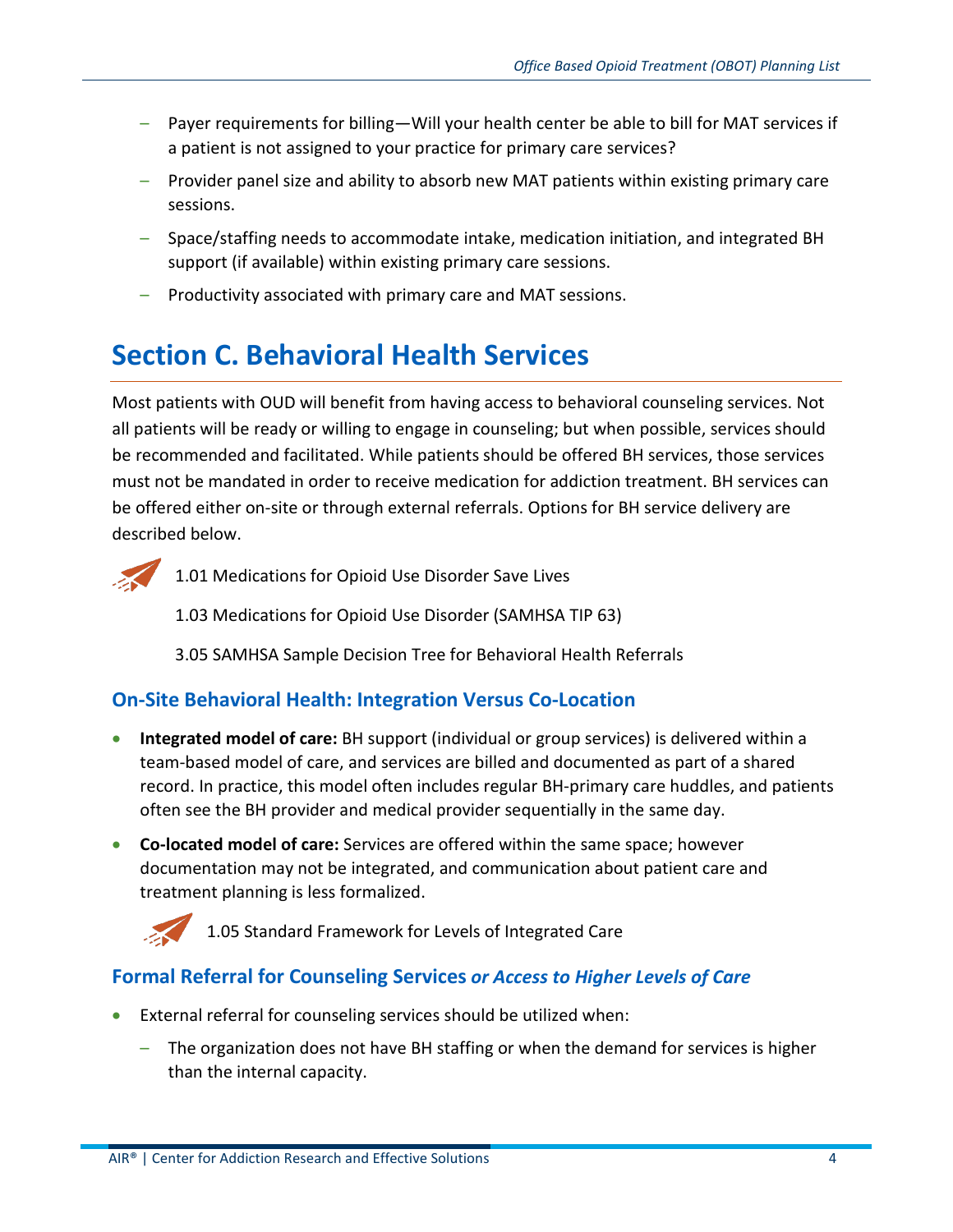- Payer requirements for billing—Will your health center be able to bill for MAT services if a patient is not assigned to your practice for primary care services?
- Provider panel size and ability to absorb new MAT patients within existing primary care sessions.
- Space/staffing needs to accommodate intake, medication initiation, and integrated BH support (if available) within existing primary care sessions.
- Productivity associated with primary care and MAT sessions.

# Section C. Behavioral Health Services

Most patients with OUD will benefit from having access to behavioral counseling services. Not all patients will be ready or willing to engage in counseling; but when possible, services should be recommended and facilitated. While patients should be offered BH services, those services must not be mandated in order to receive medication for addiction treatment. BH services can be offered either on-site or through external referrals. Options for BH service delivery are described below.

1.01 Medications for Opioid Use Disorder Save Lives

1.03 Medications for Opioid Use Disorder (SAMHSA TIP 63)

3.05 SAMHSA Sample Decision Tree for Behavioral Health Referrals

## On-Site Behavioral Health: Integration Versus Co-Location

- **Integrated model of care:** BH support (individual or group services) is delivered within a team-based model of care, and services are billed and documented as part of a shared record. In practice, this model often includes regular BH-primary care huddles, and patients often see the BH provider and medical provider sequentially in the same day.
- **Co-located model of care:** Services are offered within the same space; however documentation may not be integrated, and communication about patient care and treatment planning is less formalized.

  1.05 Standard Framework for Levels of Integrated Care

## Formal Referral for Counseling Services *or Access to Higher Levels of Care*

- External referral for counseling services should be utilized when:
  - The organization does not have BH staffing or when the demand for services is higher than the internal capacity.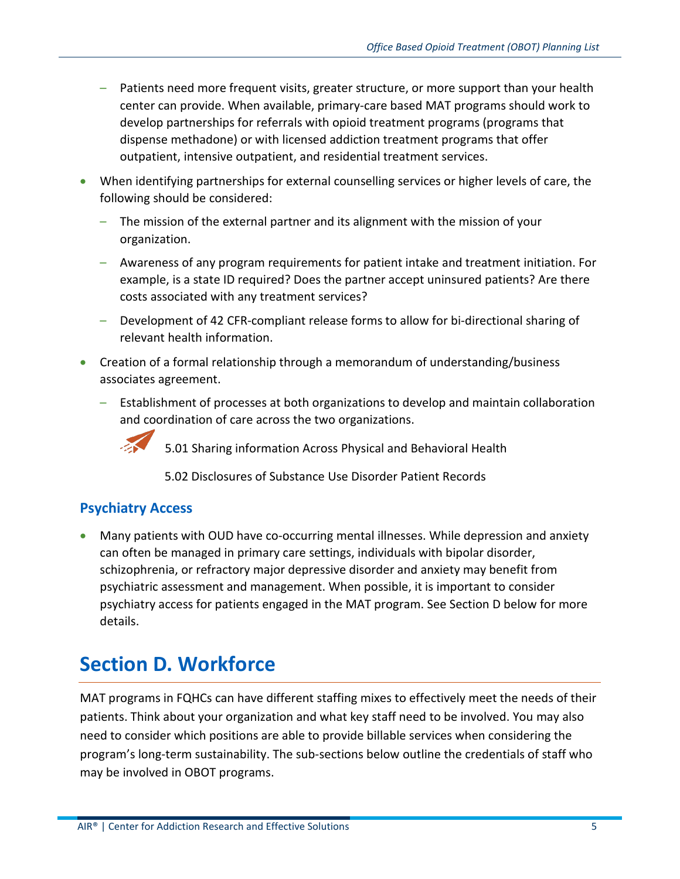- Patients need more frequent visits, greater structure, or more support than your health center can provide. When available, primary-care based MAT programs should work to develop partnerships for referrals with opioid treatment programs (programs that dispense methadone) or with licensed addiction treatment programs that offer outpatient, intensive outpatient, and residential treatment services.

- When identifying partnerships for external counselling services or higher levels of care, the following should be considered:
  - The mission of the external partner and its alignment with the mission of your organization.
  - Awareness of any program requirements for patient intake and treatment initiation. For example, is a state ID required? Does the partner accept uninsured patients? Are there costs associated with any treatment services?
  - Development of 42 CFR-compliant release forms to allow for bi-directional sharing of relevant health information.
- Creation of a formal relationship through a memorandum of understanding/business associates agreement.
  - Establishment of processes at both organizations to develop and maintain collaboration and coordination of care across the two organizations.

5.01 Sharing information Across Physical and Behavioral Health

5.02 Disclosures of Substance Use Disorder Patient Records

### Psychiatry Access

- Many patients with OUD have co-occurring mental illnesses. While depression and anxiety can often be managed in primary care settings, individuals with bipolar disorder, schizophrenia, or refractory major depressive disorder and anxiety may benefit from psychiatric assessment and management. When possible, it is important to consider psychiatry access for patients engaged in the MAT program. See Section D below for more details.

## Section D. Workforce

MAT programs in FQHCs can have different staffing mixes to effectively meet the needs of their patients. Think about your organization and what key staff need to be involved. You may also need to consider which positions are able to provide billable services when considering the program's long-term sustainability. The sub-sections below outline the credentials of staff who may be involved in OBOT programs.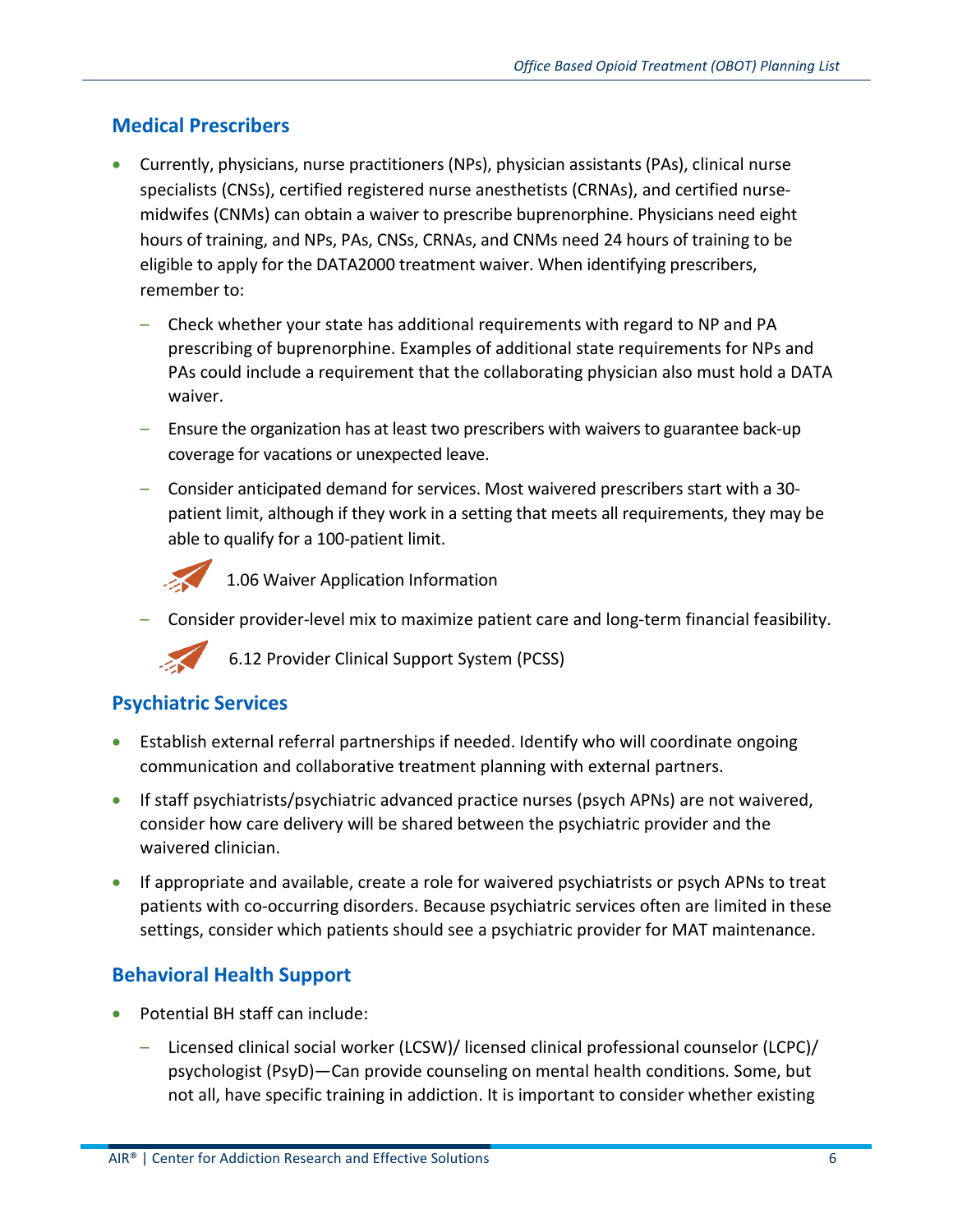## Medical Prescribers

- Currently, physicians, nurse practitioners (NPs), physician assistants (PAs), clinical nurse specialists (CNSs), certified registered nurse anesthetists (CRNAs), and certified nurse-midwifes (CNMs) can obtain a waiver to prescribe buprenorphine. Physicians need eight hours of training, and NPs, PAs, CNSs, CRNAs, and CNMs need 24 hours of training to be eligible to apply for the DATA2000 treatment waiver. When identifying prescribers, remember to:
  - Check whether your state has additional requirements with regard to NP and PA prescribing of buprenorphine. Examples of additional state requirements for NPs and PAs could include a requirement that the collaborating physician also must hold a DATA waiver.
  - Ensure the organization has at least two prescribers with waivers to guarantee back-up coverage for vacations or unexpected leave.
  - Consider anticipated demand for services. Most waivered prescribers start with a 30-patient limit, although if they work in a setting that meets all requirements, they may be able to qualify for a 100-patient limit.

    1.06 Waiver Application Information

  - Consider provider-level mix to maximize patient care and long-term financial feasibility.

    6.12 Provider Clinical Support System (PCSS)

## Psychiatric Services

- Establish external referral partnerships if needed. Identify who will coordinate ongoing communication and collaborative treatment planning with external partners.
- If staff psychiatrists/psychiatric advanced practice nurses (psych APNs) are not waivered, consider how care delivery will be shared between the psychiatric provider and the waivered clinician.
- If appropriate and available, create a role for waivered psychiatrists or psych APNs to treat patients with co-occurring disorders. Because psychiatric services often are limited in these settings, consider which patients should see a psychiatric provider for MAT maintenance.

## Behavioral Health Support

- Potential BH staff can include:
  - Licensed clinical social worker (LCSW)/ licensed clinical professional counselor (LCPC)/ psychologist (PsyD)—Can provide counseling on mental health conditions. Some, but not all, have specific training in addiction. It is important to consider whether existing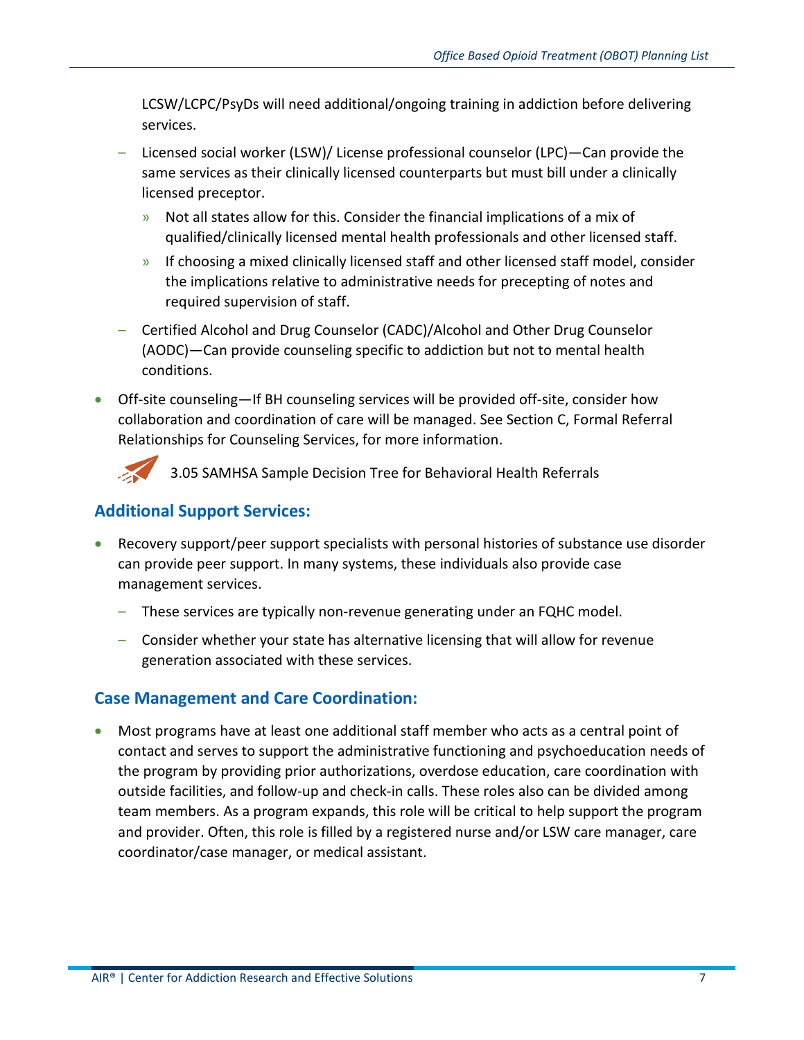LCSW/LCPC/PsyDs will need additional/ongoing training in addiction before delivering services.

  - Licensed social worker (LSW)/ License professional counselor (LPC)—Can provide the same services as their clinically licensed counterparts but must bill under a clinically licensed preceptor.
    - Not all states allow for this. Consider the financial implications of a mix of qualified/clinically licensed mental health professionals and other licensed staff.
    - If choosing a mixed clinically licensed staff and other licensed staff model, consider the implications relative to administrative needs for precepting of notes and required supervision of staff.
  - Certified Alcohol and Drug Counselor (CADC)/Alcohol and Other Drug Counselor (AODC)—Can provide counseling specific to addiction but not to mental health conditions.
- Off-site counseling—If BH counseling services will be provided off-site, consider how collaboration and coordination of care will be managed. See Section C, Formal Referral Relationships for Counseling Services, for more information.

3.05 SAMHSA Sample Decision Tree for Behavioral Health Referrals

## Additional Support Services:

- Recovery support/peer support specialists with personal histories of substance use disorder can provide peer support. In many systems, these individuals also provide case management services.
  - These services are typically non-revenue generating under an FQHC model.
  - Consider whether your state has alternative licensing that will allow for revenue generation associated with these services.

## Case Management and Care Coordination:

- Most programs have at least one additional staff member who acts as a central point of contact and serves to support the administrative functioning and psychoeducation needs of the program by providing prior authorizations, overdose education, care coordination with outside facilities, and follow-up and check-in calls. These roles also can be divided among team members. As a program expands, this role will be critical to help support the program and provider. Often, this role is filled by a registered nurse and/or LSW care manager, care coordinator/case manager, or medical assistant.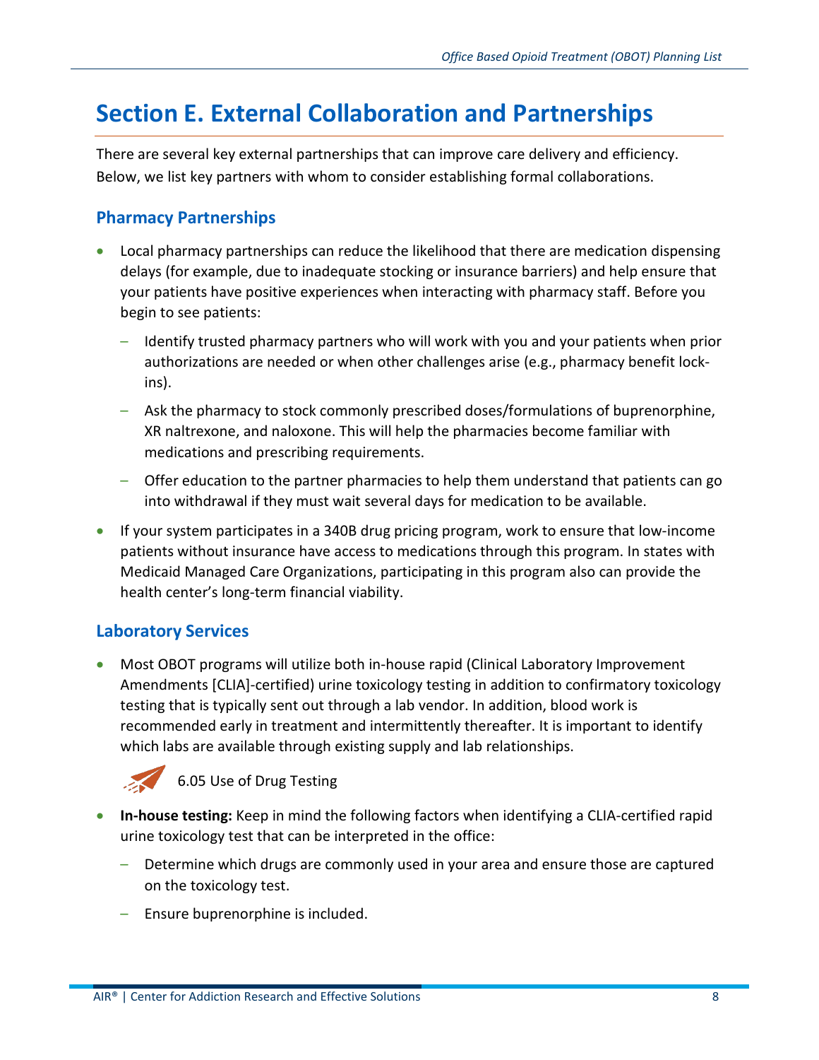# Section E. External Collaboration and Partnerships

There are several key external partnerships that can improve care delivery and efficiency. Below, we list key partners with whom to consider establishing formal collaborations.

## Pharmacy Partnerships

- Local pharmacy partnerships can reduce the likelihood that there are medication dispensing delays (for example, due to inadequate stocking or insurance barriers) and help ensure that your patients have positive experiences when interacting with pharmacy staff. Before you begin to see patients:
  - Identify trusted pharmacy partners who will work with you and your patients when prior authorizations are needed or when other challenges arise (e.g., pharmacy benefit lock-ins).
  - Ask the pharmacy to stock commonly prescribed doses/formulations of buprenorphine, XR naltrexone, and naloxone. This will help the pharmacies become familiar with medications and prescribing requirements.
  - Offer education to the partner pharmacies to help them understand that patients can go into withdrawal if they must wait several days for medication to be available.
- If your system participates in a 340B drug pricing program, work to ensure that low-income patients without insurance have access to medications through this program. In states with Medicaid Managed Care Organizations, participating in this program also can provide the health center's long-term financial viability.

## Laboratory Services

- Most OBOT programs will utilize both in-house rapid (Clinical Laboratory Improvement Amendments [CLIA]-certified) urine toxicology testing in addition to confirmatory toxicology testing that is typically sent out through a lab vendor. In addition, blood work is recommended early in treatment and intermittently thereafter. It is important to identify which labs are available through existing supply and lab relationships.

  6.05 Use of Drug Testing

- **In-house testing:** Keep in mind the following factors when identifying a CLIA-certified rapid urine toxicology test that can be interpreted in the office:
  - Determine which drugs are commonly used in your area and ensure those are captured on the toxicology test.
  - Ensure buprenorphine is included.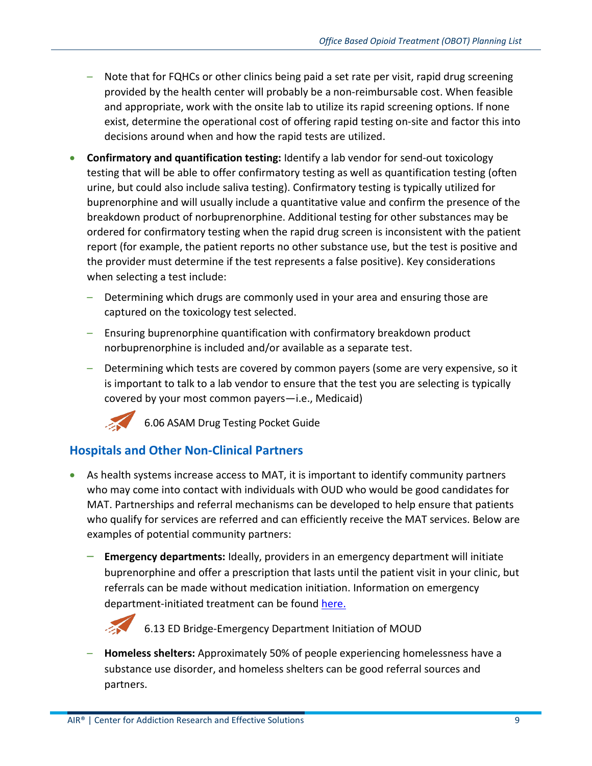- Note that for FQHCs or other clinics being paid a set rate per visit, rapid drug screening provided by the health center will probably be a non-reimbursable cost. When feasible and appropriate, work with the onsite lab to utilize its rapid screening options. If none exist, determine the operational cost of offering rapid testing on-site and factor this into decisions around when and how the rapid tests are utilized.

- **Confirmatory and quantification testing:** Identify a lab vendor for send-out toxicology testing that will be able to offer confirmatory testing as well as quantification testing (often urine, but could also include saliva testing). Confirmatory testing is typically utilized for buprenorphine and will usually include a quantitative value and confirm the presence of the breakdown product of norbuprenorphine. Additional testing for other substances may be ordered for confirmatory testing when the rapid drug screen is inconsistent with the patient report (for example, the patient reports no other substance use, but the test is positive and the provider must determine if the test represents a false positive). Key considerations when selecting a test include:
  - Determining which drugs are commonly used in your area and ensuring those are captured on the toxicology test selected.
  - Ensuring buprenorphine quantification with confirmatory breakdown product norbuprenorphine is included and/or available as a separate test.
  - Determining which tests are covered by common payers (some are very expensive, so it is important to talk to a lab vendor to ensure that the test you are selecting is typically covered by your most common payers—i.e., Medicaid)

  6.06 ASAM Drug Testing Pocket Guide

## Hospitals and Other Non-Clinical Partners

- As health systems increase access to MAT, it is important to identify community partners who may come into contact with individuals with OUD who would be good candidates for MAT. Partnerships and referral mechanisms can be developed to help ensure that patients who qualify for services are referred and can efficiently receive the MAT services. Below are examples of potential community partners:
  - **Emergency departments:** Ideally, providers in an emergency department will initiate buprenorphine and offer a prescription that lasts until the patient visit in your clinic, but referrals can be made without medication initiation. Information on emergency department-initiated treatment can be found here.

    6.13 ED Bridge-Emergency Department Initiation of MOUD

  - **Homeless shelters:** Approximately 50% of people experiencing homelessness have a substance use disorder, and homeless shelters can be good referral sources and partners.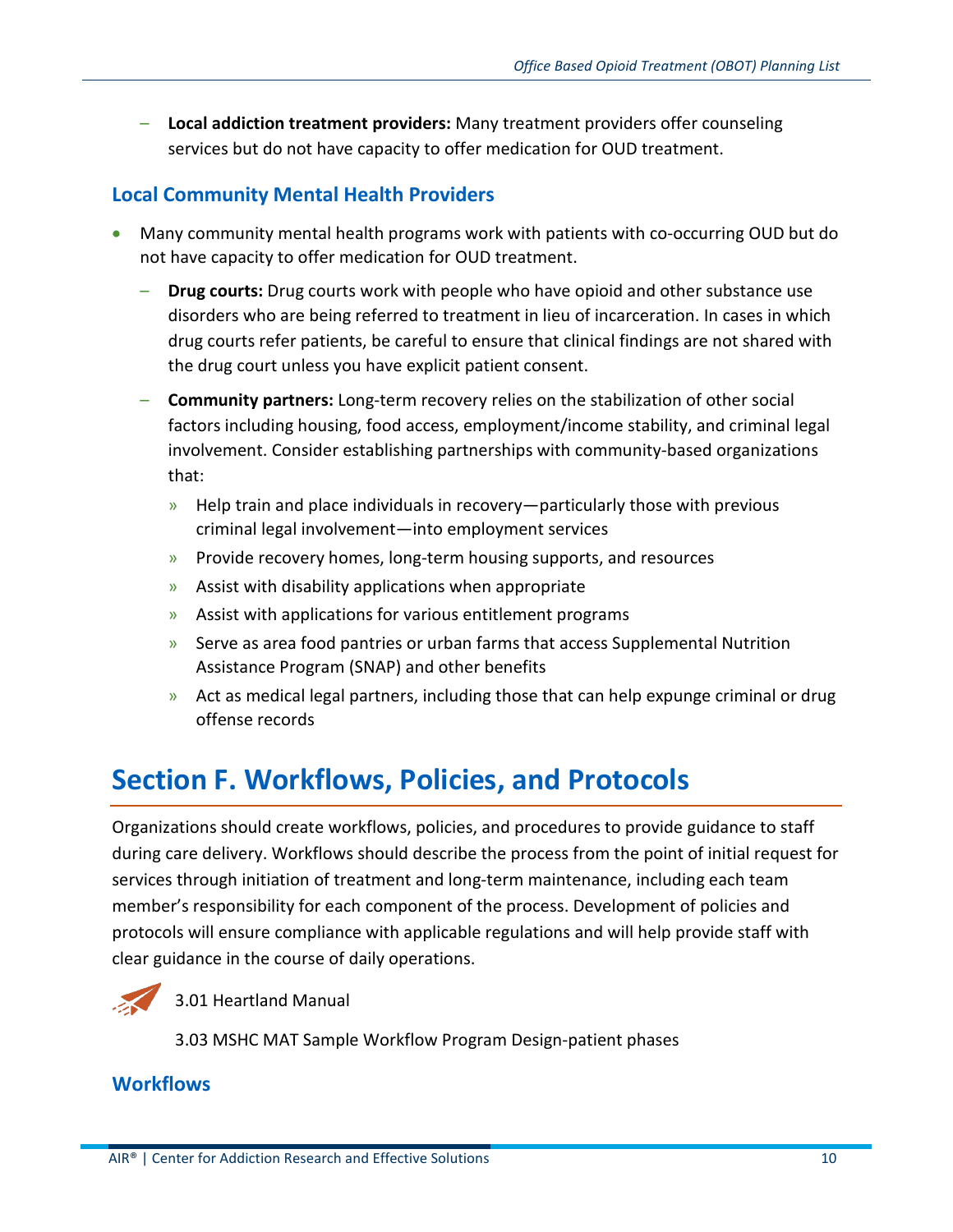- **Local addiction treatment providers:** Many treatment providers offer counseling services but do not have capacity to offer medication for OUD treatment.

### Local Community Mental Health Providers

- Many community mental health programs work with patients with co-occurring OUD but do not have capacity to offer medication for OUD treatment.
  - **Drug courts:** Drug courts work with people who have opioid and other substance use disorders who are being referred to treatment in lieu of incarceration. In cases in which drug courts refer patients, be careful to ensure that clinical findings are not shared with the drug court unless you have explicit patient consent.
  - **Community partners:** Long-term recovery relies on the stabilization of other social factors including housing, food access, employment/income stability, and criminal legal involvement. Consider establishing partnerships with community-based organizations that:
    - Help train and place individuals in recovery—particularly those with previous criminal legal involvement—into employment services
    - Provide recovery homes, long-term housing supports, and resources
    - Assist with disability applications when appropriate
    - Assist with applications for various entitlement programs
    - Serve as area food pantries or urban farms that access Supplemental Nutrition Assistance Program (SNAP) and other benefits
    - Act as medical legal partners, including those that can help expunge criminal or drug offense records

## Section F. Workflows, Policies, and Protocols

Organizations should create workflows, policies, and procedures to provide guidance to staff during care delivery. Workflows should describe the process from the point of initial request for services through initiation of treatment and long-term maintenance, including each team member's responsibility for each component of the process. Development of policies and protocols will ensure compliance with applicable regulations and will help provide staff with clear guidance in the course of daily operations.

3.01 Heartland Manual

3.03 MSHC MAT Sample Workflow Program Design-patient phases

### Workflows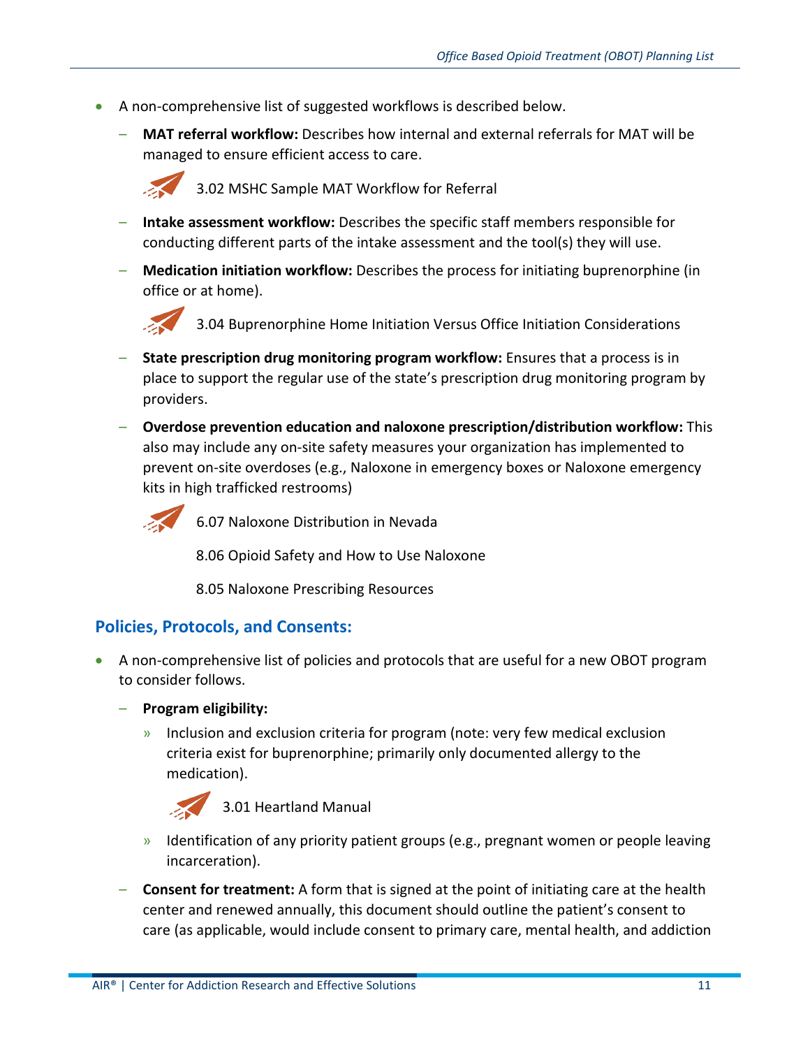- A non-comprehensive list of suggested workflows is described below.
  - **MAT referral workflow:** Describes how internal and external referrals for MAT will be managed to ensure efficient access to care.

    3.02 MSHC Sample MAT Workflow for Referral

  - **Intake assessment workflow:** Describes the specific staff members responsible for conducting different parts of the intake assessment and the tool(s) they will use.
  - **Medication initiation workflow:** Describes the process for initiating buprenorphine (in office or at home).

    3.04 Buprenorphine Home Initiation Versus Office Initiation Considerations

  - **State prescription drug monitoring program workflow:** Ensures that a process is in place to support the regular use of the state's prescription drug monitoring program by providers.
  - **Overdose prevention education and naloxone prescription/distribution workflow:** This also may include any on-site safety measures your organization has implemented to prevent on-site overdoses (e.g., Naloxone in emergency boxes or Naloxone emergency kits in high trafficked restrooms)

    6.07 Naloxone Distribution in Nevada

    8.06 Opioid Safety and How to Use Naloxone

    8.05 Naloxone Prescribing Resources

## Policies, Protocols, and Consents:

- A non-comprehensive list of policies and protocols that are useful for a new OBOT program to consider follows.
  - **Program eligibility:**
    - Inclusion and exclusion criteria for program (note: very few medical exclusion criteria exist for buprenorphine; primarily only documented allergy to the medication).

      3.01 Heartland Manual

    - Identification of any priority patient groups (e.g., pregnant women or people leaving incarceration).
  - **Consent for treatment:** A form that is signed at the point of initiating care at the health center and renewed annually, this document should outline the patient's consent to care (as applicable, would include consent to primary care, mental health, and addiction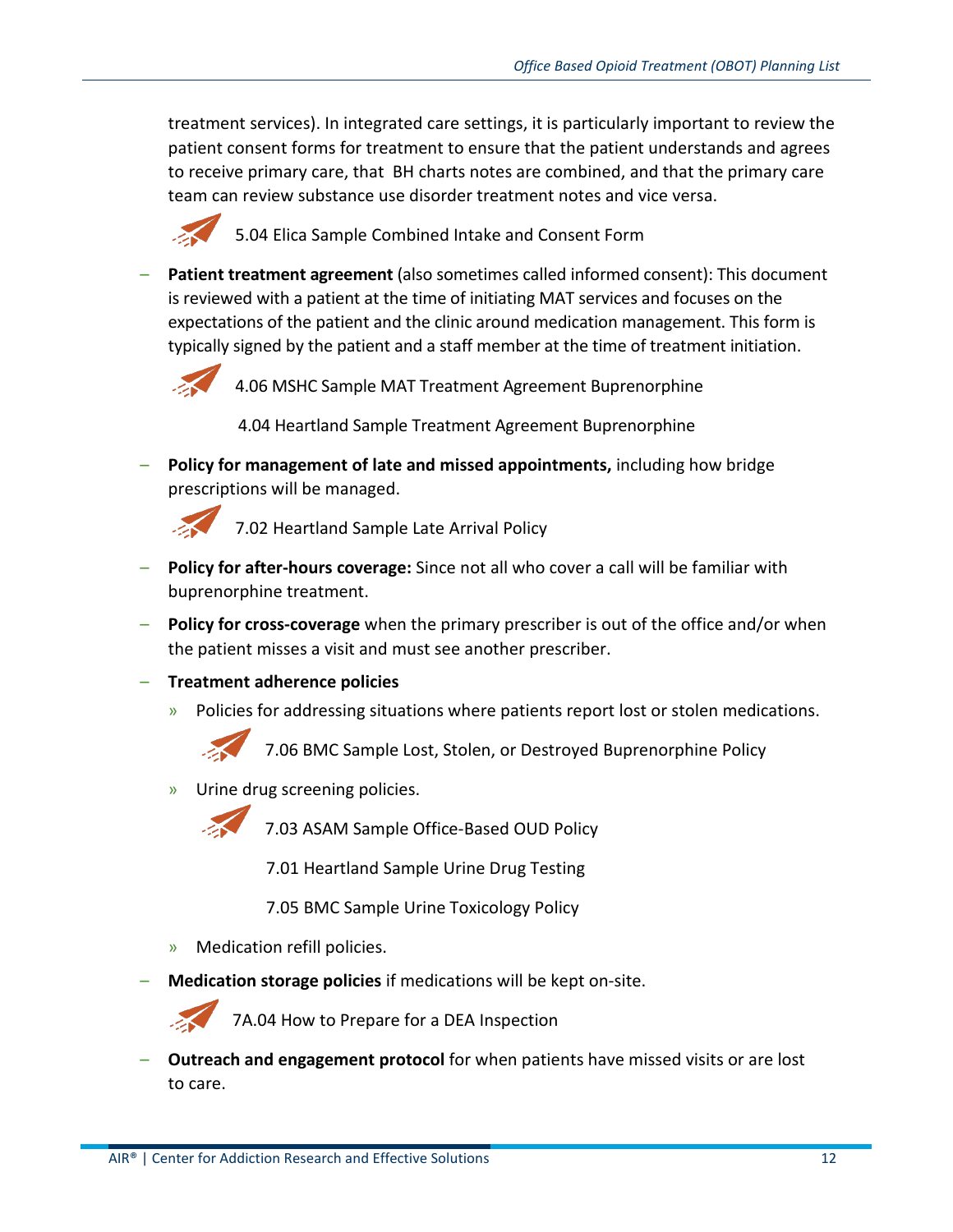treatment services). In integrated care settings, it is particularly important to review the patient consent forms for treatment to ensure that the patient understands and agrees to receive primary care, that  BH charts notes are combined, and that the primary care team can review substance use disorder treatment notes and vice versa.

5.04 Elica Sample Combined Intake and Consent Form

- **Patient treatment agreement** (also sometimes called informed consent): This document is reviewed with a patient at the time of initiating MAT services and focuses on the expectations of the patient and the clinic around medication management. This form is typically signed by the patient and a staff member at the time of treatment initiation.

  4.06 MSHC Sample MAT Treatment Agreement Buprenorphine

  4.04 Heartland Sample Treatment Agreement Buprenorphine

- **Policy for management of late and missed appointments,** including how bridge prescriptions will be managed.

  7.02 Heartland Sample Late Arrival Policy

- **Policy for after-hours coverage:** Since not all who cover a call will be familiar with buprenorphine treatment.

- **Policy for cross-coverage** when the primary prescriber is out of the office and/or when the patient misses a visit and must see another prescriber.

- **Treatment adherence policies**
  - Policies for addressing situations where patients report lost or stolen medications.

    7.06 BMC Sample Lost, Stolen, or Destroyed Buprenorphine Policy

  - Urine drug screening policies.

    7.03 ASAM Sample Office-Based OUD Policy

    7.01 Heartland Sample Urine Drug Testing

    7.05 BMC Sample Urine Toxicology Policy

  - Medication refill policies.

- **Medication storage policies** if medications will be kept on-site.

  7A.04 How to Prepare for a DEA Inspection

- **Outreach and engagement protocol** for when patients have missed visits or are lost to care.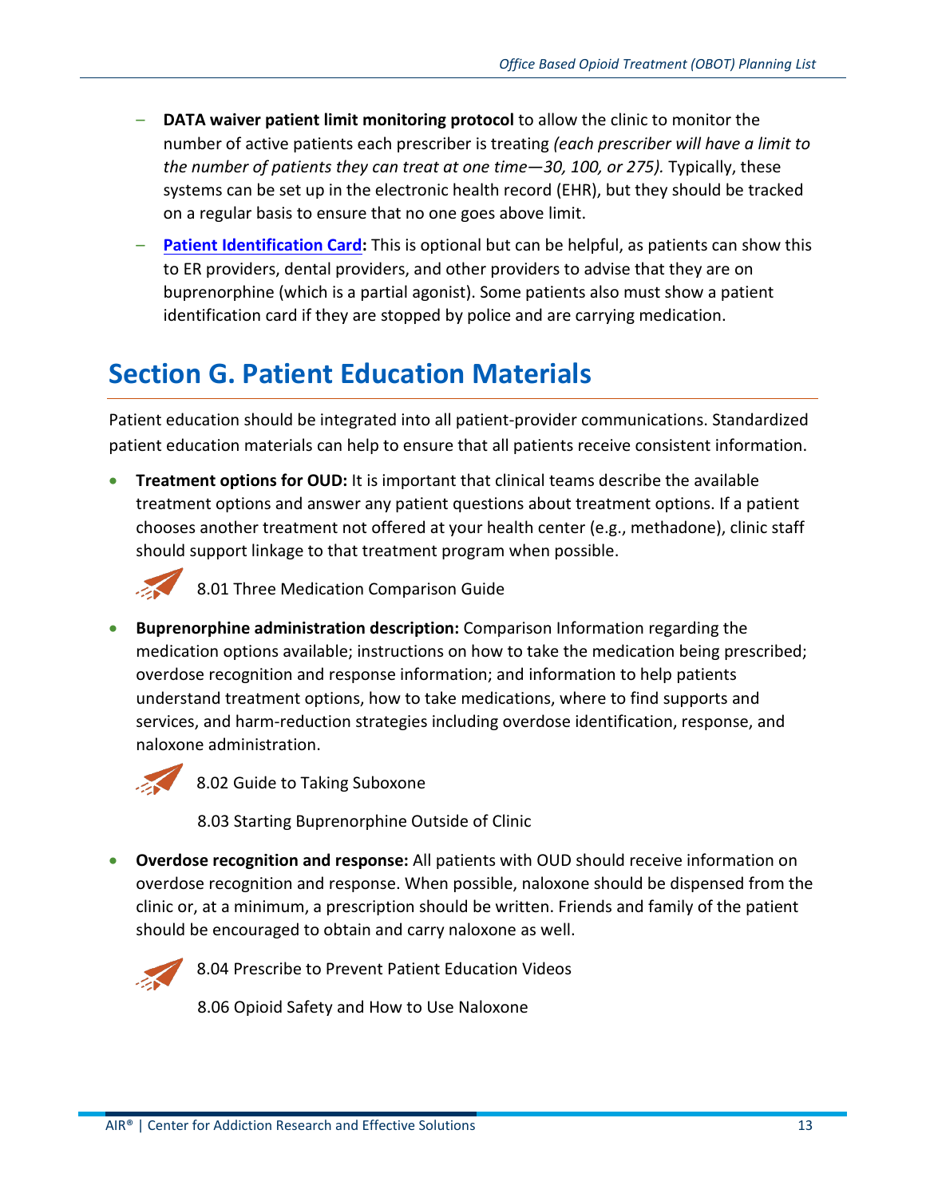- **DATA waiver patient limit monitoring protocol** to allow the clinic to monitor the number of active patients each prescriber is treating *(each prescriber will have a limit to the number of patients they can treat at one time—30, 100, or 275).* Typically, these systems can be set up in the electronic health record (EHR), but they should be tracked on a regular basis to ensure that no one goes above limit.
- **Patient Identification Card:** This is optional but can be helpful, as patients can show this to ER providers, dental providers, and other providers to advise that they are on buprenorphine (which is a partial agonist). Some patients also must show a patient identification card if they are stopped by police and are carrying medication.

## Section G. Patient Education Materials

Patient education should be integrated into all patient-provider communications. Standardized patient education materials can help to ensure that all patients receive consistent information.

- **Treatment options for OUD:** It is important that clinical teams describe the available treatment options and answer any patient questions about treatment options. If a patient chooses another treatment not offered at your health center (e.g., methadone), clinic staff should support linkage to that treatment program when possible.

  8.01 Three Medication Comparison Guide

- **Buprenorphine administration description:** Comparison Information regarding the medication options available; instructions on how to take the medication being prescribed; overdose recognition and response information; and information to help patients understand treatment options, how to take medications, where to find supports and services, and harm-reduction strategies including overdose identification, response, and naloxone administration.

  8.02 Guide to Taking Suboxone

  8.03 Starting Buprenorphine Outside of Clinic

- **Overdose recognition and response:** All patients with OUD should receive information on overdose recognition and response. When possible, naloxone should be dispensed from the clinic or, at a minimum, a prescription should be written. Friends and family of the patient should be encouraged to obtain and carry naloxone as well.

  8.04 Prescribe to Prevent Patient Education Videos

  8.06 Opioid Safety and How to Use Naloxone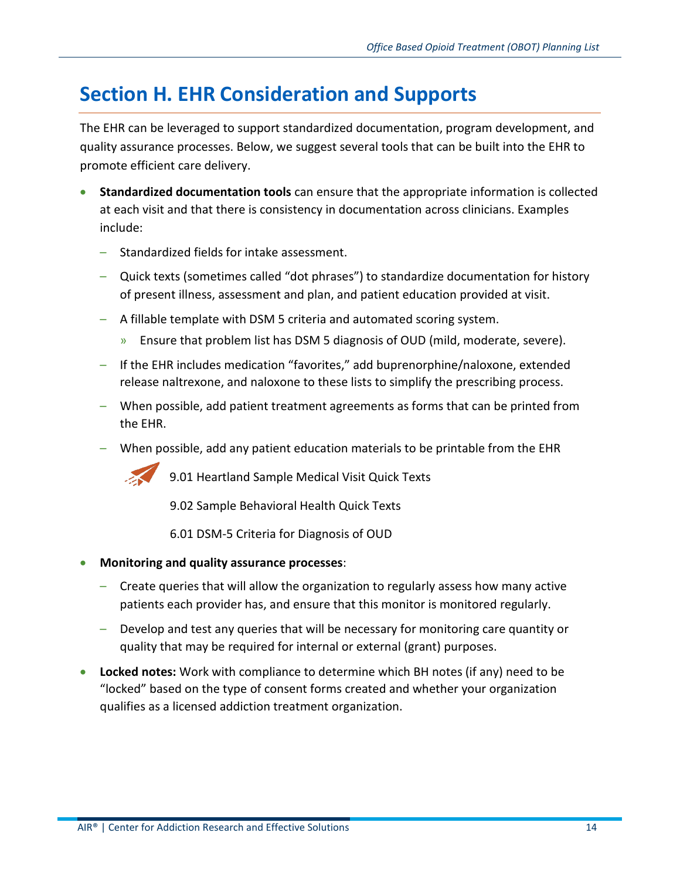# Section H. EHR Consideration and Supports

The EHR can be leveraged to support standardized documentation, program development, and quality assurance processes. Below, we suggest several tools that can be built into the EHR to promote efficient care delivery.

- **Standardized documentation tools** can ensure that the appropriate information is collected at each visit and that there is consistency in documentation across clinicians. Examples include:
  - Standardized fields for intake assessment.
  - Quick texts (sometimes called "dot phrases") to standardize documentation for history of present illness, assessment and plan, and patient education provided at visit.
  - A fillable template with DSM 5 criteria and automated scoring system.
    - Ensure that problem list has DSM 5 diagnosis of OUD (mild, moderate, severe).
  - If the EHR includes medication "favorites," add buprenorphine/naloxone, extended release naltrexone, and naloxone to these lists to simplify the prescribing process.
  - When possible, add patient treatment agreements as forms that can be printed from the EHR.
  - When possible, add any patient education materials to be printable from the EHR

    9.01 Heartland Sample Medical Visit Quick Texts

    9.02 Sample Behavioral Health Quick Texts

    6.01 DSM-5 Criteria for Diagnosis of OUD

- **Monitoring and quality assurance processes**:
  - Create queries that will allow the organization to regularly assess how many active patients each provider has, and ensure that this monitor is monitored regularly.
  - Develop and test any queries that will be necessary for monitoring care quantity or quality that may be required for internal or external (grant) purposes.
- **Locked notes:** Work with compliance to determine which BH notes (if any) need to be "locked" based on the type of consent forms created and whether your organization qualifies as a licensed addiction treatment organization.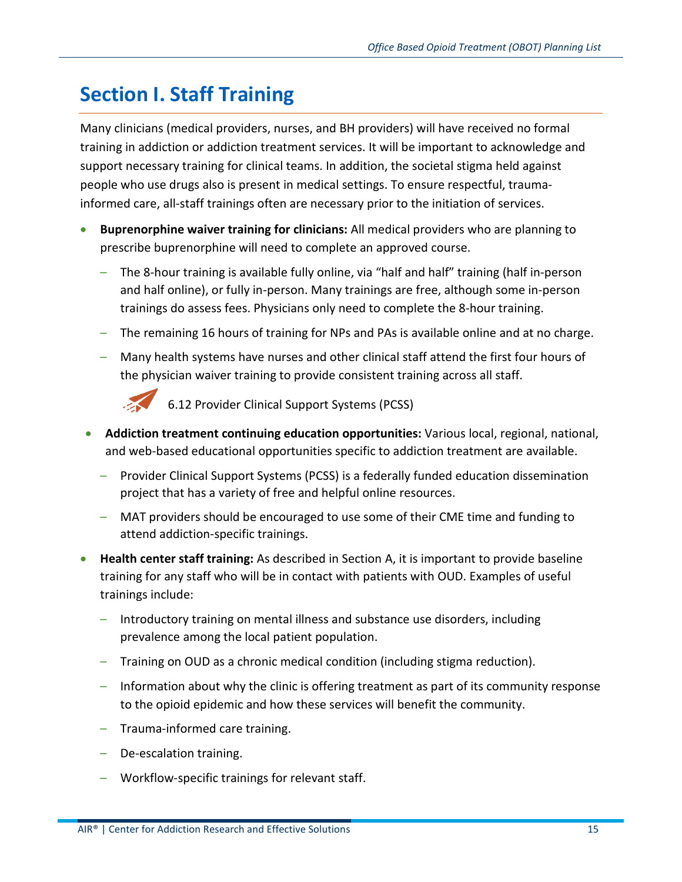# Section I. Staff Training

Many clinicians (medical providers, nurses, and BH providers) will have received no formal training in addiction or addiction treatment services. It will be important to acknowledge and support necessary training for clinical teams. In addition, the societal stigma held against people who use drugs also is present in medical settings. To ensure respectful, trauma-informed care, all-staff trainings often are necessary prior to the initiation of services.

- **Buprenorphine waiver training for clinicians:** All medical providers who are planning to prescribe buprenorphine will need to complete an approved course.
  - The 8-hour training is available fully online, via "half and half" training (half in-person and half online), or fully in-person. Many trainings are free, although some in-person trainings do assess fees. Physicians only need to complete the 8-hour training.
  - The remaining 16 hours of training for NPs and PAs is available online and at no charge.
  - Many health systems have nurses and other clinical staff attend the first four hours of the physician waiver training to provide consistent training across all staff.

  6.12 Provider Clinical Support Systems (PCSS)

- **Addiction treatment continuing education opportunities:** Various local, regional, national, and web-based educational opportunities specific to addiction treatment are available.
  - Provider Clinical Support Systems (PCSS) is a federally funded education dissemination project that has a variety of free and helpful online resources.
  - MAT providers should be encouraged to use some of their CME time and funding to attend addiction-specific trainings.
- **Health center staff training:** As described in Section A, it is important to provide baseline training for any staff who will be in contact with patients with OUD. Examples of useful trainings include:
  - Introductory training on mental illness and substance use disorders, including prevalence among the local patient population.
  - Training on OUD as a chronic medical condition (including stigma reduction).
  - Information about why the clinic is offering treatment as part of its community response to the opioid epidemic and how these services will benefit the community.
  - Trauma-informed care training.
  - De-escalation training.
  - Workflow-specific trainings for relevant staff.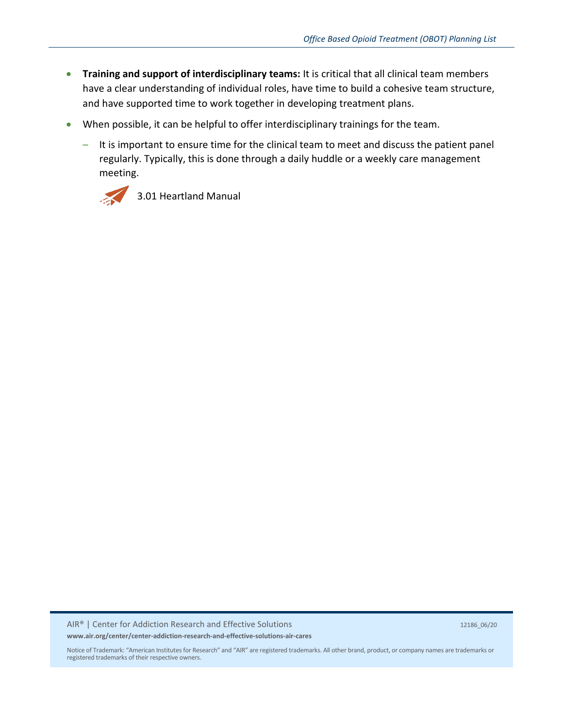- **Training and support of interdisciplinary teams:** It is critical that all clinical team members have a clear understanding of individual roles, have time to build a cohesive team structure, and have supported time to work together in developing treatment plans.
- When possible, it can be helpful to offer interdisciplinary trainings for the team.
  - It is important to ensure time for the clinical team to meet and discuss the patient panel regularly. Typically, this is done through a daily huddle or a weekly care management meeting.

3.01 Heartland Manual

AIR® | Center for Addiction Research and Effective Solutions

**www.air.org/center/center-addiction-research-and-effective-solutions-air-cares**

12186_06/20

Notice of Trademark: "American Institutes for Research" and "AIR" are registered trademarks. All other brand, product, or company names are trademarks or registered trademarks of their respective owners.